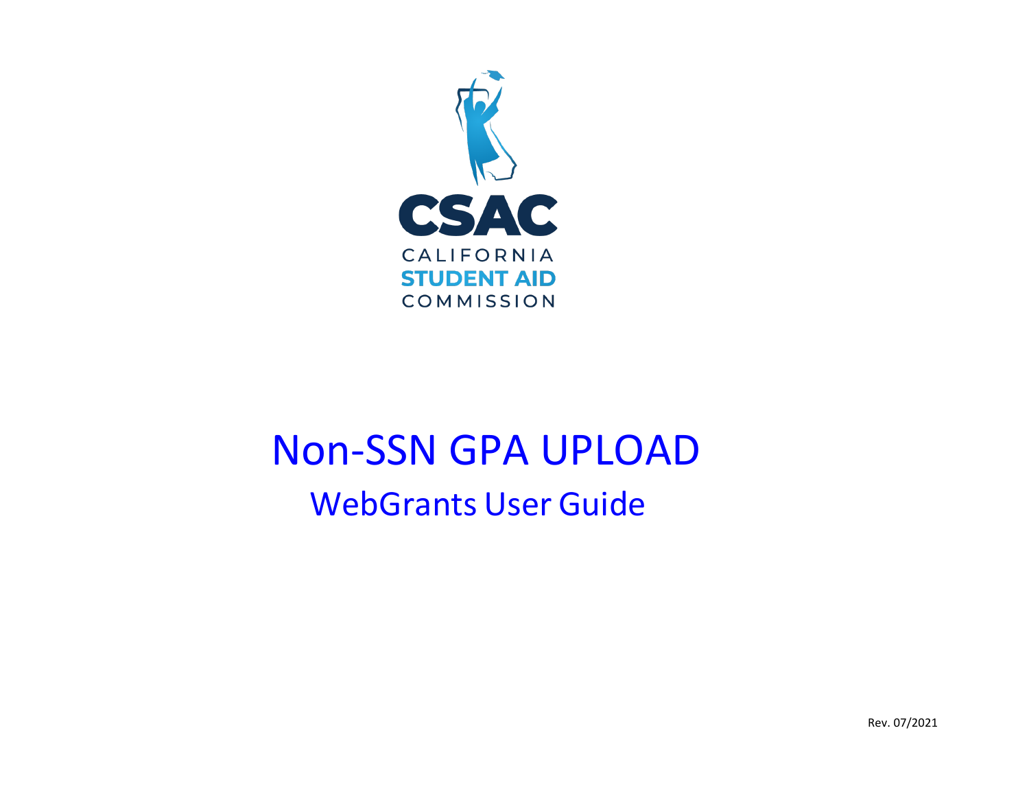CSAC

CALIFORNIA
STUDENT AID
COMMISSION

# Non-SSN GPA UPLOAD

## WebGrants User Guide

Rev. 07/2021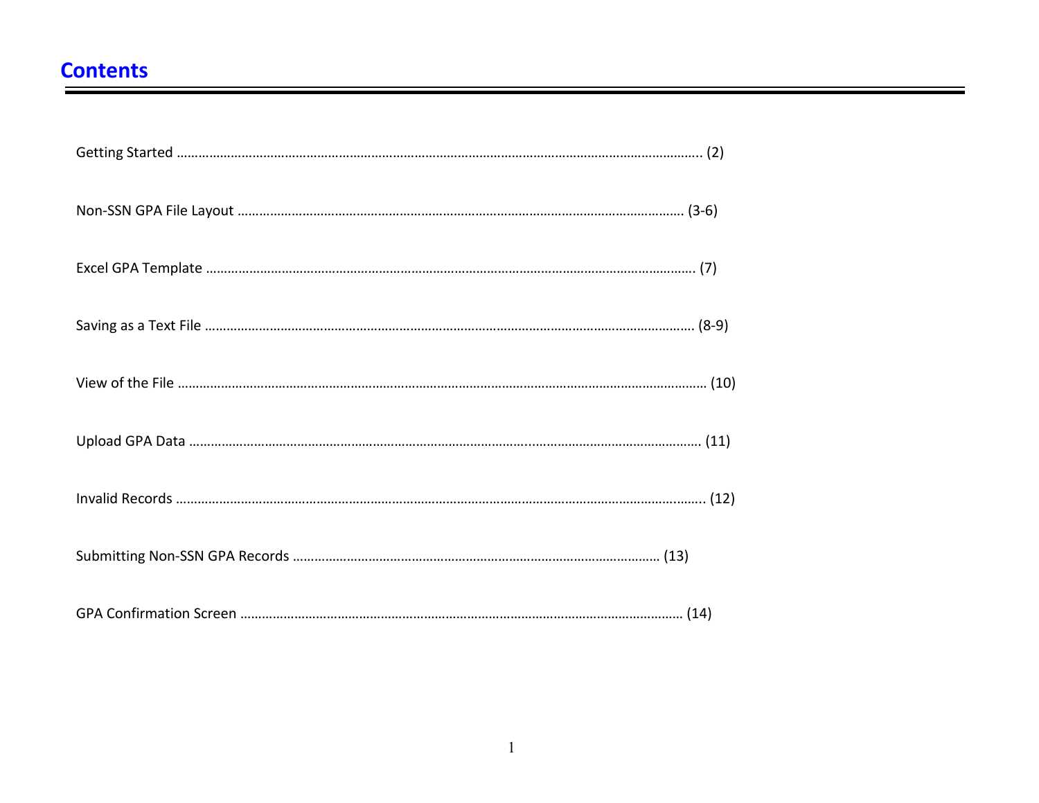# Contents

Getting Started ………………………………………………………………………………………………………………………… (2)

Non-SSN GPA File Layout ……………………………………………………………………………………………………… (3-6)

Excel GPA Template ……………………………………………………………………………………………………………… (7)

Saving as a Text File ……………………………………………………………………………………………………………… (8-9)

View of the File ……………………………………………………………………………………………………………………… (10)

Upload GPA Data ………………………………………………………………………………………………………………… (11)

Invalid Records ……………………………………………………………………………………………………………………… (12)

Submitting Non-SSN GPA Records ………………………………………………………………………………… (13)

GPA Confirmation Screen ……………………………………………………………………………………………… (14)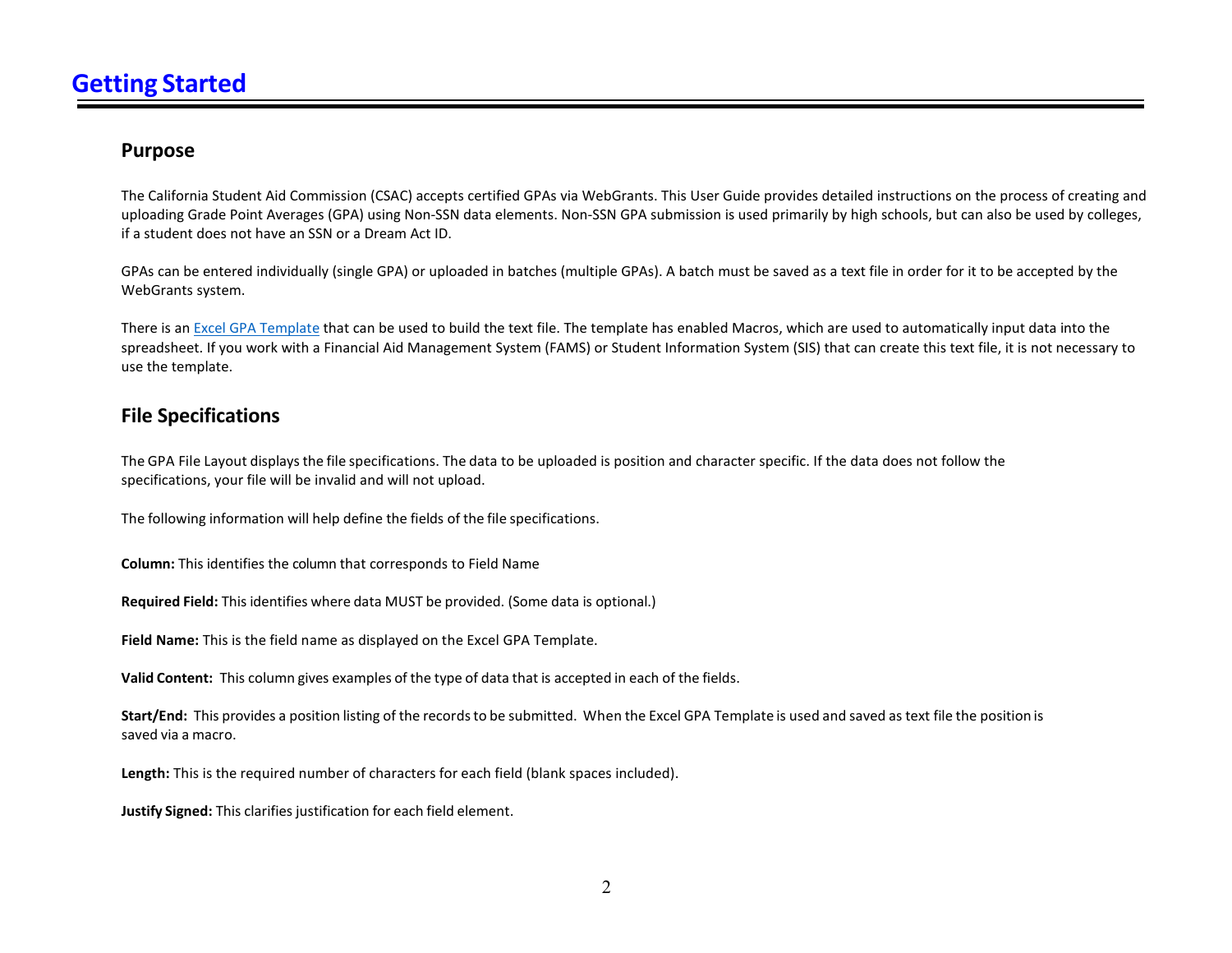# Getting Started

## Purpose

The California Student Aid Commission (CSAC) accepts certified GPAs via WebGrants. This User Guide provides detailed instructions on the process of creating and uploading Grade Point Averages (GPA) using Non-SSN data elements. Non-SSN GPA submission is used primarily by high schools, but can also be used by colleges, if a student does not have an SSN or a Dream Act ID.

GPAs can be entered individually (single GPA) or uploaded in batches (multiple GPAs). A batch must be saved as a text file in order for it to be accepted by the WebGrants system.

There is an [Excel GPA Template]() that can be used to build the text file. The template has enabled Macros, which are used to automatically input data into the spreadsheet. If you work with a Financial Aid Management System (FAMS) or Student Information System (SIS) that can create this text file, it is not necessary to use the template.

## File Specifications

The GPA File Layout displays the file specifications. The data to be uploaded is position and character specific. If the data does not follow the specifications, your file will be invalid and will not upload.

The following information will help define the fields of the file specifications.

**Column:** This identifies the column that corresponds to Field Name

**Required Field:** This identifies where data MUST be provided. (Some data is optional.)

**Field Name:** This is the field name as displayed on the Excel GPA Template.

**Valid Content:** This column gives examples of the type of data that is accepted in each of the fields.

**Start/End:** This provides a position listing of the records to be submitted. When the Excel GPA Template is used and saved as text file the position is saved via a macro.

**Length:** This is the required number of characters for each field (blank spaces included).

**Justify Signed:** This clarifies justification for each field element.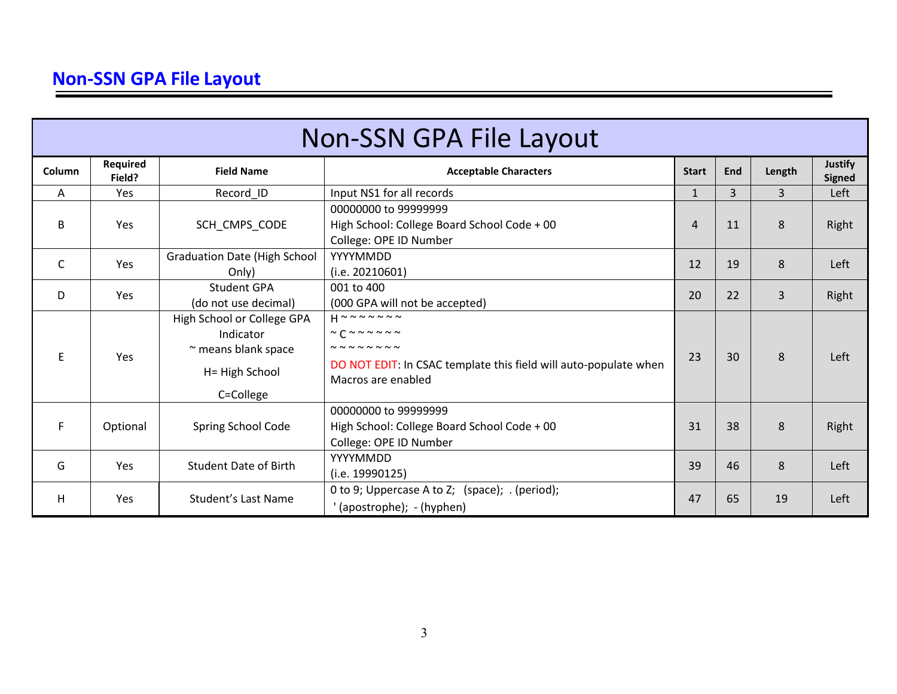## Non-SSN GPA File Layout

| Non-SSN GPA File Layout | | | | | | | |
|---|---|---|---|---|---|---|---|
| **Column** | **Required Field?** | **Field Name** | **Acceptable Characters** | **Start** | **End** | **Length** | **Justify Signed** |
| A | Yes | Record_ID | Input NS1 for all records | 1 | 3 | 3 | Left |
| B | Yes | SCH_CMPS_CODE | 00000000 to 99999999<br>High School: College Board School Code + 00<br>College: OPE ID Number | 4 | 11 | 8 | Right |
| C | Yes | Graduation Date (High School Only) | YYYYMMDD<br>(i.e. 20210601) | 12 | 19 | 8 | Left |
| D | Yes | Student GPA<br>(do not use decimal) | 001 to 400<br>(000 GPA will not be accepted) | 20 | 22 | 3 | Right |
| E | Yes | High School or College GPA Indicator<br>~ means blank space<br>H= High School<br>C=College | H ~ ~ ~ ~ ~ ~ ~<br>~ C ~ ~ ~ ~ ~ ~<br>~ ~ ~ ~ ~ ~ ~ ~<br>DO NOT EDIT: In CSAC template this field will auto-populate when Macros are enabled | 23 | 30 | 8 | Left |
| F | Optional | Spring School Code | 00000000 to 99999999<br>High School: College Board School Code + 00<br>College: OPE ID Number | 31 | 38 | 8 | Right |
| G | Yes | Student Date of Birth | YYYYMMDD<br>(i.e. 19990125) | 39 | 46 | 8 | Left |
| H | Yes | Student's Last Name | 0 to 9; Uppercase A to Z; (space); . (period);<br>' (apostrophe); - (hyphen) | 47 | 65 | 19 | Left |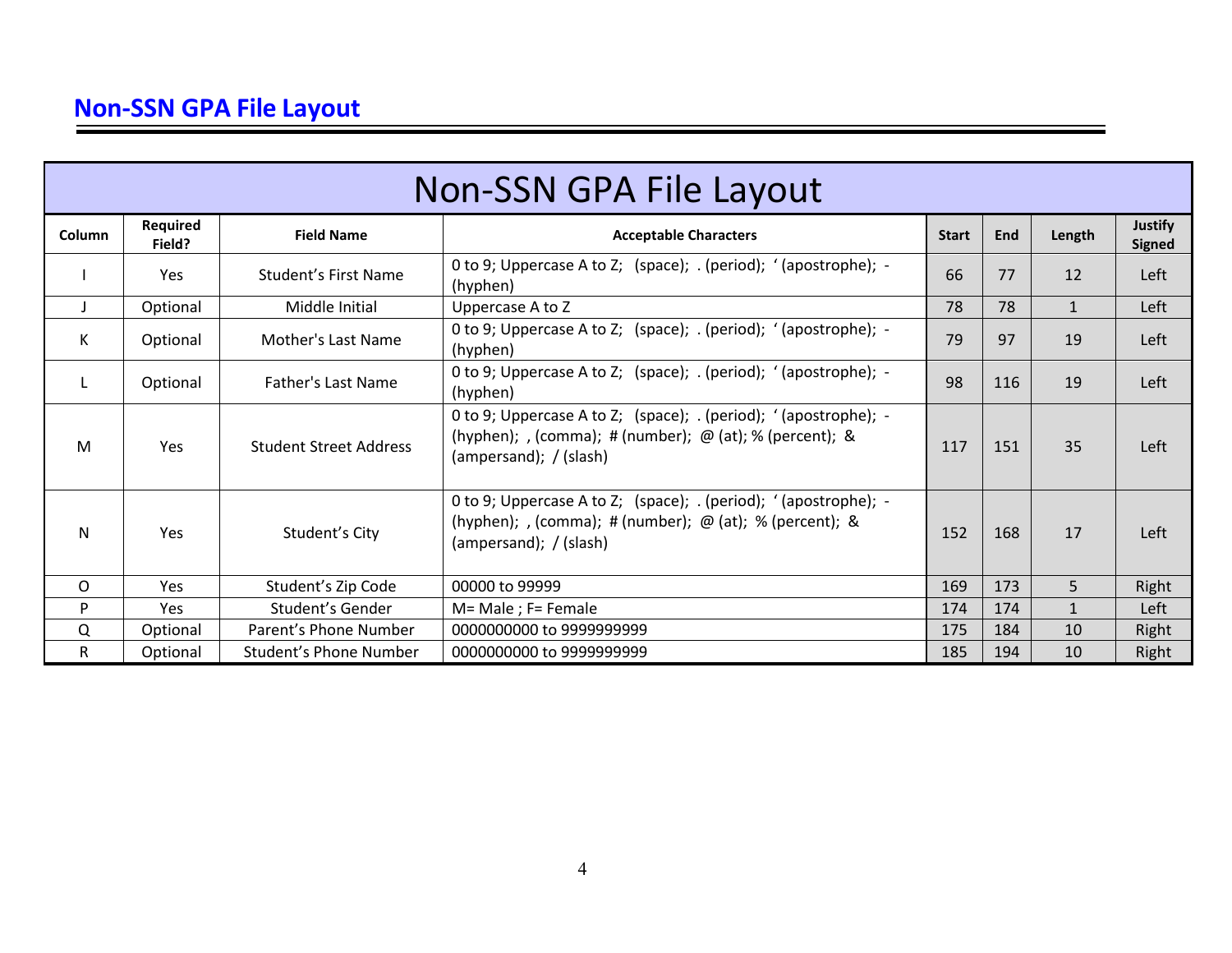## Non-SSN GPA File Layout

| Non-SSN GPA File Layout | | | | | | | |
|---|---|---|---|---|---|---|---|
| Column | Required Field? | Field Name | Acceptable Characters | Start | End | Length | Justify Signed |
| I | Yes | Student's First Name | 0 to 9; Uppercase A to Z; (space); . (period); ' (apostrophe); - (hyphen) | 66 | 77 | 12 | Left |
| J | Optional | Middle Initial | Uppercase A to Z | 78 | 78 | 1 | Left |
| K | Optional | Mother's Last Name | 0 to 9; Uppercase A to Z; (space); . (period); ' (apostrophe); - (hyphen) | 79 | 97 | 19 | Left |
| L | Optional | Father's Last Name | 0 to 9; Uppercase A to Z; (space); . (period); ' (apostrophe); - (hyphen) | 98 | 116 | 19 | Left |
| M | Yes | Student Street Address | 0 to 9; Uppercase A to Z; (space); . (period); ' (apostrophe); - (hyphen); , (comma); # (number); @ (at); % (percent); & (ampersand); / (slash) | 117 | 151 | 35 | Left |
| N | Yes | Student's City | 0 to 9; Uppercase A to Z; (space); . (period); ' (apostrophe); - (hyphen); , (comma); # (number); @ (at); % (percent); & (ampersand); / (slash) | 152 | 168 | 17 | Left |
| O | Yes | Student's Zip Code | 00000 to 99999 | 169 | 173 | 5 | Right |
| P | Yes | Student's Gender | M= Male ; F= Female | 174 | 174 | 1 | Left |
| Q | Optional | Parent's Phone Number | 0000000000 to 9999999999 | 175 | 184 | 10 | Right |
| R | Optional | Student's Phone Number | 0000000000 to 9999999999 | 185 | 194 | 10 | Right |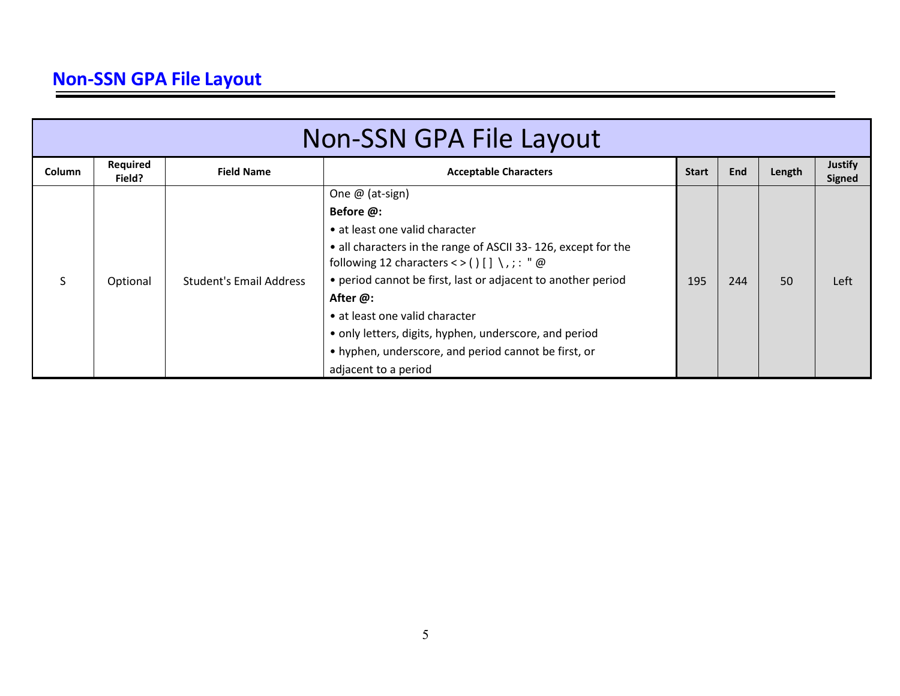## Non-SSN GPA File Layout

| Non-SSN GPA File Layout | | | | | | | |
|---|---|---|---|---|---|---|---|
| **Column** | **Required Field?** | **Field Name** | **Acceptable Characters** | **Start** | **End** | **Length** | **Justify Signed** |
| S | Optional | Student's Email Address | One @ (at-sign)<br>**Before @:**<br>• at least one valid character<br>• all characters in the range of ASCII 33- 126, except for the following 12 characters < > ( ) [ ] \ , ; : " @<br>• period cannot be first, last or adjacent to another period<br>**After @:**<br>• at least one valid character<br>• only letters, digits, hyphen, underscore, and period<br>• hyphen, underscore, and period cannot be first, or adjacent to a period | 195 | 244 | 50 | Left |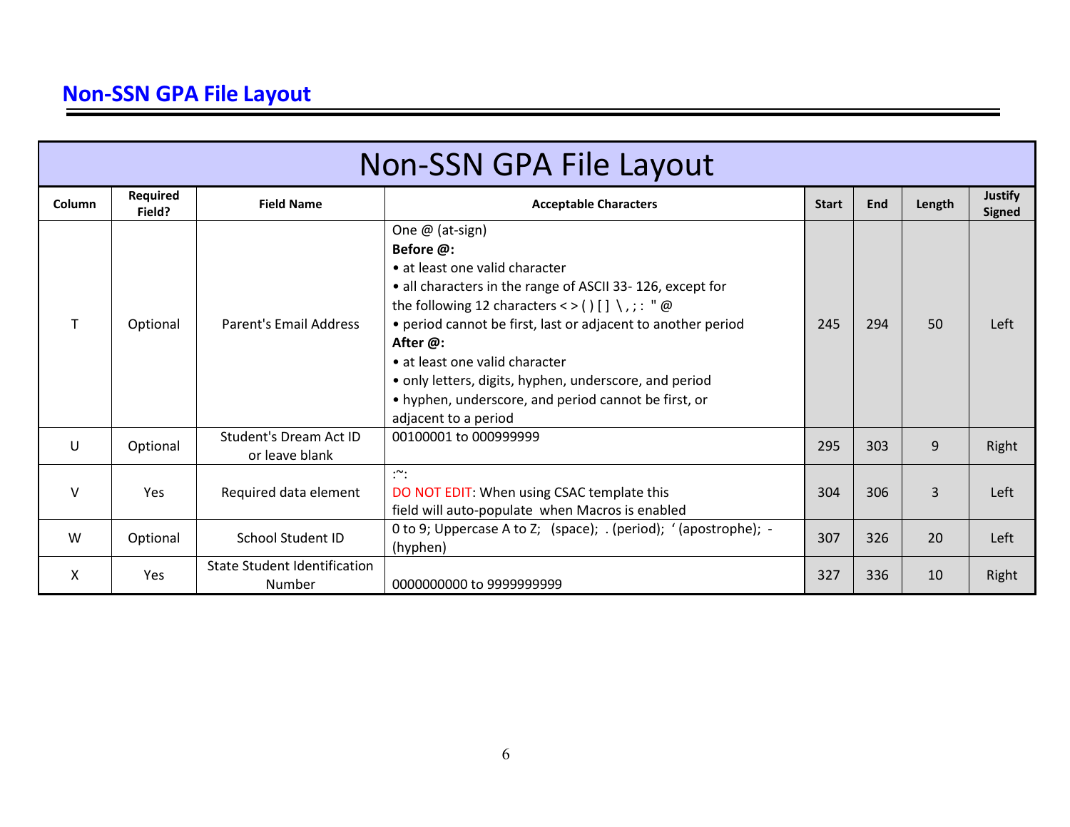## Non-SSN GPA File Layout

| Non-SSN GPA File Layout | | | | | | | |
|---|---|---|---|---|---|---|---|
| **Column** | **Required Field?** | **Field Name** | **Acceptable Characters** | **Start** | **End** | **Length** | **Justify Signed** |
| T | Optional | Parent's Email Address | One @ (at-sign)<br>**Before @:**<br>• at least one valid character<br>• all characters in the range of ASCII 33- 126, except for the following 12 characters < > ( ) [ ] \ , ; : " @<br>• period cannot be first, last or adjacent to another period<br>**After @:**<br>• at least one valid character<br>• only letters, digits, hyphen, underscore, and period<br>• hyphen, underscore, and period cannot be first, or adjacent to a period | 245 | 294 | 50 | Left |
| U | Optional | Student's Dream Act ID or leave blank | 00100001 to 000999999 | 295 | 303 | 9 | Right |
| V | Yes | Required data element | :~:<br>DO NOT EDIT: When using CSAC template this field will auto-populate when Macros is enabled | 304 | 306 | 3 | Left |
| W | Optional | School Student ID | 0 to 9; Uppercase A to Z; (space); . (period); ' (apostrophe); - (hyphen) | 307 | 326 | 20 | Left |
| X | Yes | State Student Identification Number | 0000000000 to 9999999999 | 327 | 336 | 10 | Right |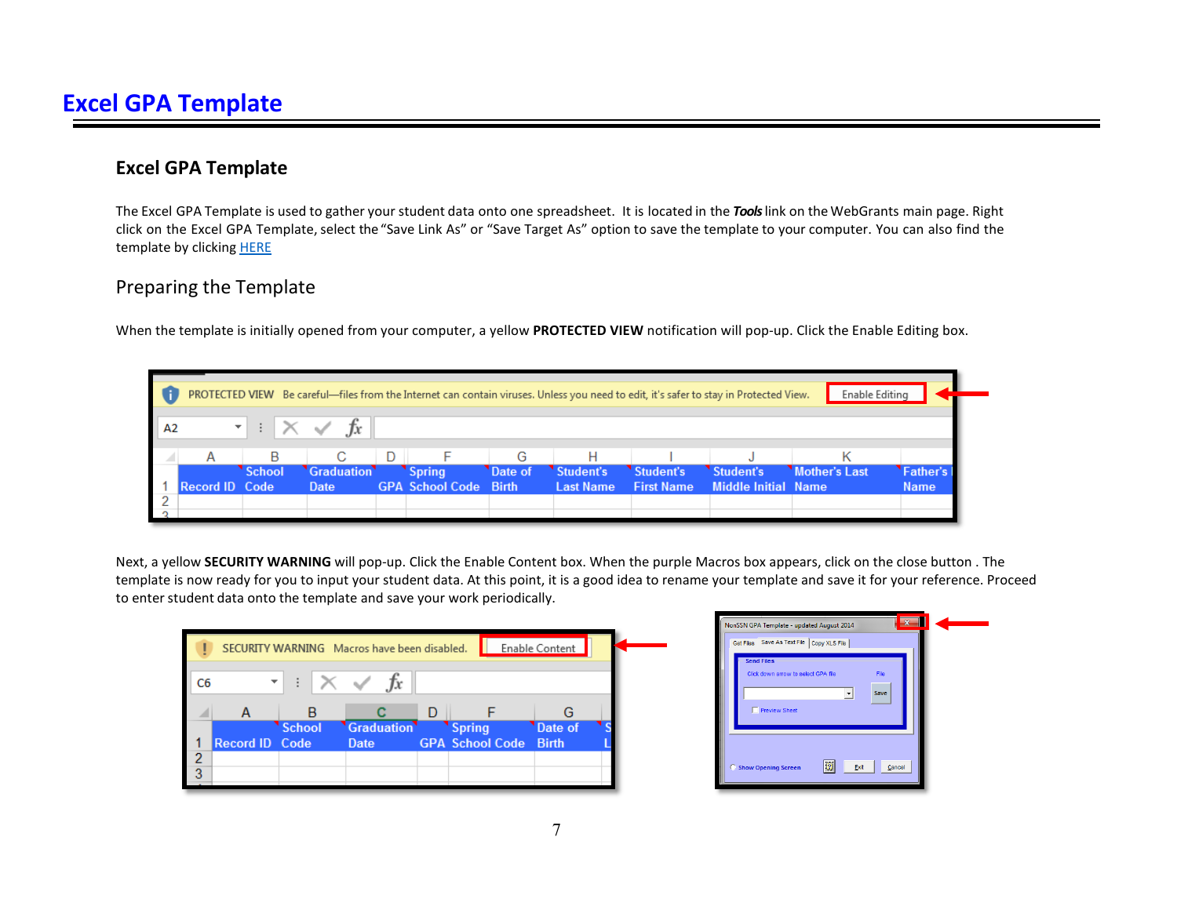# Excel GPA Template

## Excel GPA Template

The Excel GPA Template is used to gather your student data onto one spreadsheet. It is located in the ***Tools*** link on the WebGrants main page. Right click on the Excel GPA Template, select the "Save Link As" or "Save Target As" option to save the template to your computer. You can also find the template by clicking HERE

### Preparing the Template

When the template is initially opened from your computer, a yellow **PROTECTED VIEW** notification will pop-up. Click the Enable Editing box.

Next, a yellow **SECURITY WARNING** will pop-up. Click the Enable Content box. When the purple Macros box appears, click on the close button . The template is now ready for you to input your student data. At this point, it is a good idea to rename your template and save it for your reference. Proceed to enter student data onto the template and save your work periodically.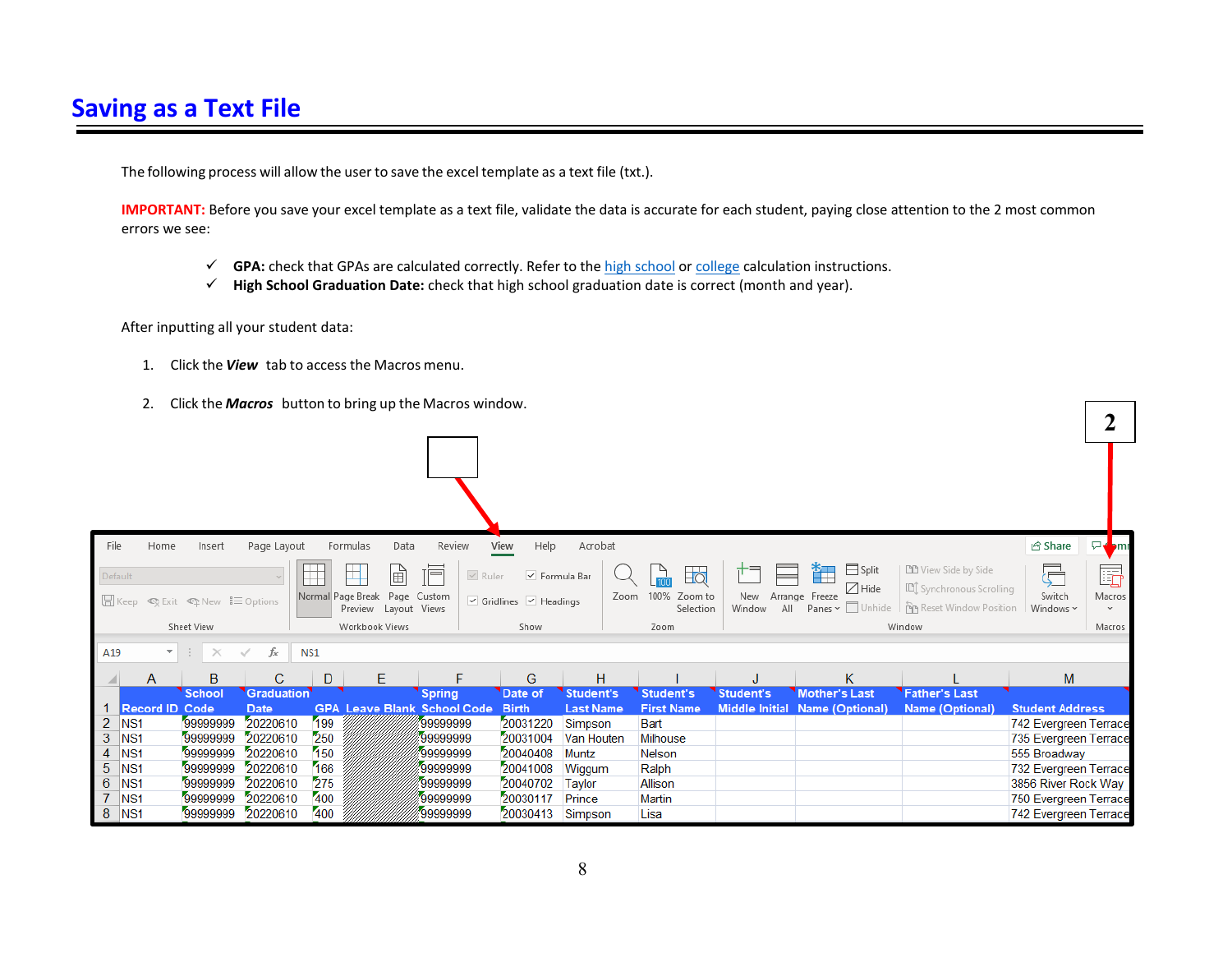## Saving as a Text File

The following process will allow the user to save the excel template as a text file (txt.).

**IMPORTANT:** Before you save your excel template as a text file, validate the data is accurate for each student, paying close attention to the 2 most common errors we see:

- ✓ **GPA:** check that GPAs are calculated correctly. Refer to the high school or college calculation instructions.
- ✓ **High School Graduation Date:** check that high school graduation date is correct (month and year).

After inputting all your student data:

1. Click the ***View*** tab to access the Macros menu.

2. Click the ***Macros*** button to bring up the Macros window.

| | A | B | C | D | E | F | G | H | I | J | K | L | M |
|---|---|---|---|---|---|---|---|---|---|---|---|---|---|
| 1 | Record ID | School Code | Graduation Date | GPA | Leave Blank | Spring School Code | Date of Birth | Student's Last Name | Student's First Name | Student's Middle Initial | Mother's Last Name (Optional) | Father's Last Name (Optional) | Student Address |
| 2 | NS1 | 99999999 | 20220610 | 199 | | 99999999 | 20031220 | Simpson | Bart | | | | 742 Evergreen Terrace |
| 3 | NS1 | 99999999 | 20220610 | 250 | | 99999999 | 20031004 | Van Houten | Milhouse | | | | 735 Evergreen Terrace |
| 4 | NS1 | 99999999 | 20220610 | 150 | | 99999999 | 20040408 | Muntz | Nelson | | | | 555 Broadway |
| 5 | NS1 | 99999999 | 20220610 | 166 | | 99999999 | 20041008 | Wiggum | Ralph | | | | 732 Evergreen Terrace |
| 6 | NS1 | 99999999 | 20220610 | 275 | | 99999999 | 20040702 | Taylor | Allison | | | | 3856 River Rock Way |
| 7 | NS1 | 99999999 | 20220610 | 400 | | 99999999 | 20030117 | Prince | Martin | | | | 750 Evergreen Terrace |
| 8 | NS1 | 99999999 | 20220610 | 400 | | 99999999 | 20030413 | Simpson | Lisa | | | | 742 Evergreen Terrace |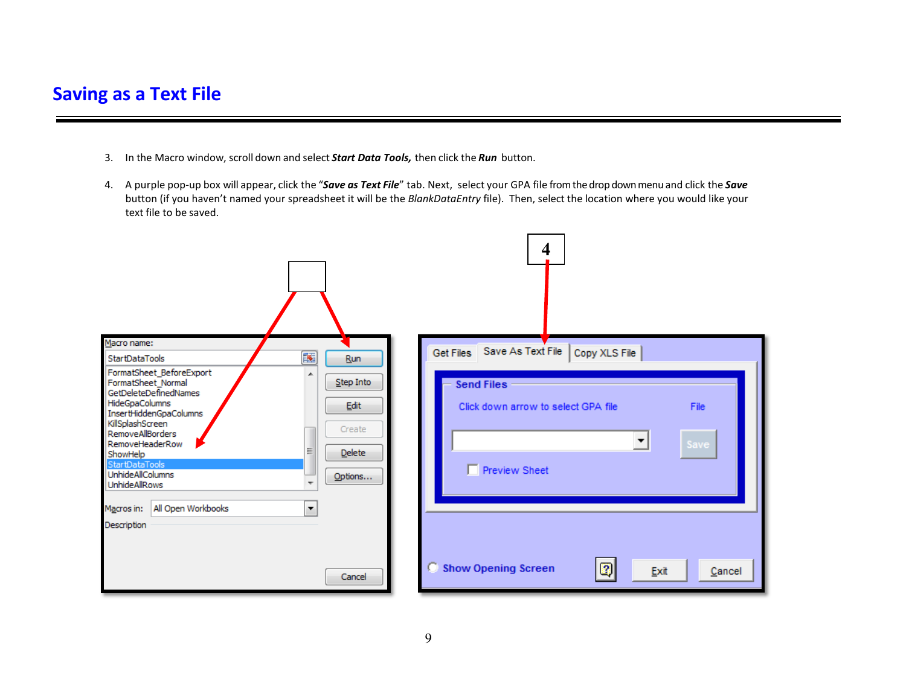# Saving as a Text File

3. In the Macro window, scroll down and select ***Start Data Tools,*** then click the ***Run*** button.

4. A purple pop-up box will appear, click the "***Save as Text File***" tab. Next, select your GPA file from the drop down menu and click the ***Save*** button (if you haven't named your spreadsheet it will be the *BlankDataEntry* file). Then, select the location where you would like your text file to be saved.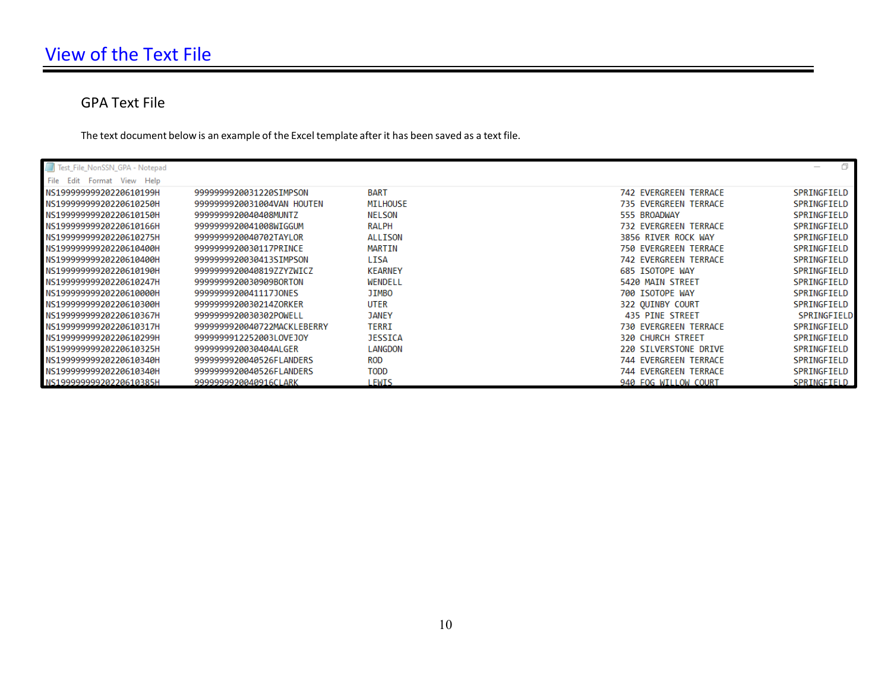# View of the Text File

## GPA Text File

The text document below is an example of the Excel template after it has been saved as a text file.

```
Test_File_NonSSN_GPA - Notepad
File  Edit  Format  View  Help
NS19999999920220610199H      9999999920031220SIMPSON          BART                                               742 EVERGREEN TERRACE                SPRINGFIELD
NS19999999920220610250H      9999999920031004VAN HOUTEN       MILHOUSE                                           735 EVERGREEN TERRACE                SPRINGFIELD
NS19999999920220610150H      9999999920040408MUNTZ            NELSON                                             555 BROADWAY                         SPRINGFIELD
NS19999999920220610166H      9999999920041008WIGGUM           RALPH                                              732 EVERGREEN TERRACE                SPRINGFIELD
NS19999999920220610275H      9999999920040702TAYLOR           ALLISON                                            3856 RIVER ROCK WAY                  SPRINGFIELD
NS19999999920220610400H      9999999920030117PRINCE           MARTIN                                             750 EVERGREEN TERRACE                SPRINGFIELD
NS19999999920220610400H      9999999920030413SIMPSON          LISA                                               742 EVERGREEN TERRACE                SPRINGFIELD
NS19999999920220610190H      9999999920040819ZZYZWICZ         KEARNEY                                            685 ISOTOPE WAY                      SPRINGFIELD
NS19999999920220610247H      9999999920030909BORTON           WENDELL                                            5420 MAIN STREET                     SPRINGFIELD
NS19999999920220610000H      9999999920041117JONES            JIMBO                                              700 ISOTOPE WAY                      SPRINGFIELD
NS19999999920220610300H      9999999920030214ZORKER           UTER                                               322 QUINBY COURT                     SPRINGFIELD
NS19999999920220610367H      9999999920030302POWELL           JANEY                                               435 PINE STREET                      SPRINGFIELD
NS19999999920220610317H      9999999920040722MACKLEBERRY      TERRI                                              730 EVERGREEN TERRACE                SPRINGFIELD
NS19999999920220610299H      9999999912252003LOVEJOY          JESSICA                                            320 CHURCH STREET                    SPRINGFIELD
NS19999999920220610325H      9999999920030404ALGER            LANGDON                                            220 SILVERSTONE DRIVE                SPRINGFIELD
NS19999999920220610340H      9999999920040526FLANDERS         ROD                                                744 EVERGREEN TERRACE                SPRINGFIELD
NS19999999920220610340H      9999999920040526FLANDERS         TODD                                               744 EVERGREEN TERRACE                SPRINGFIELD
NS19999999920220610385H      9999999920040916CLARK            LEWIS                                              940 FOG WILLOW COURT                 SPRINGFIELD
```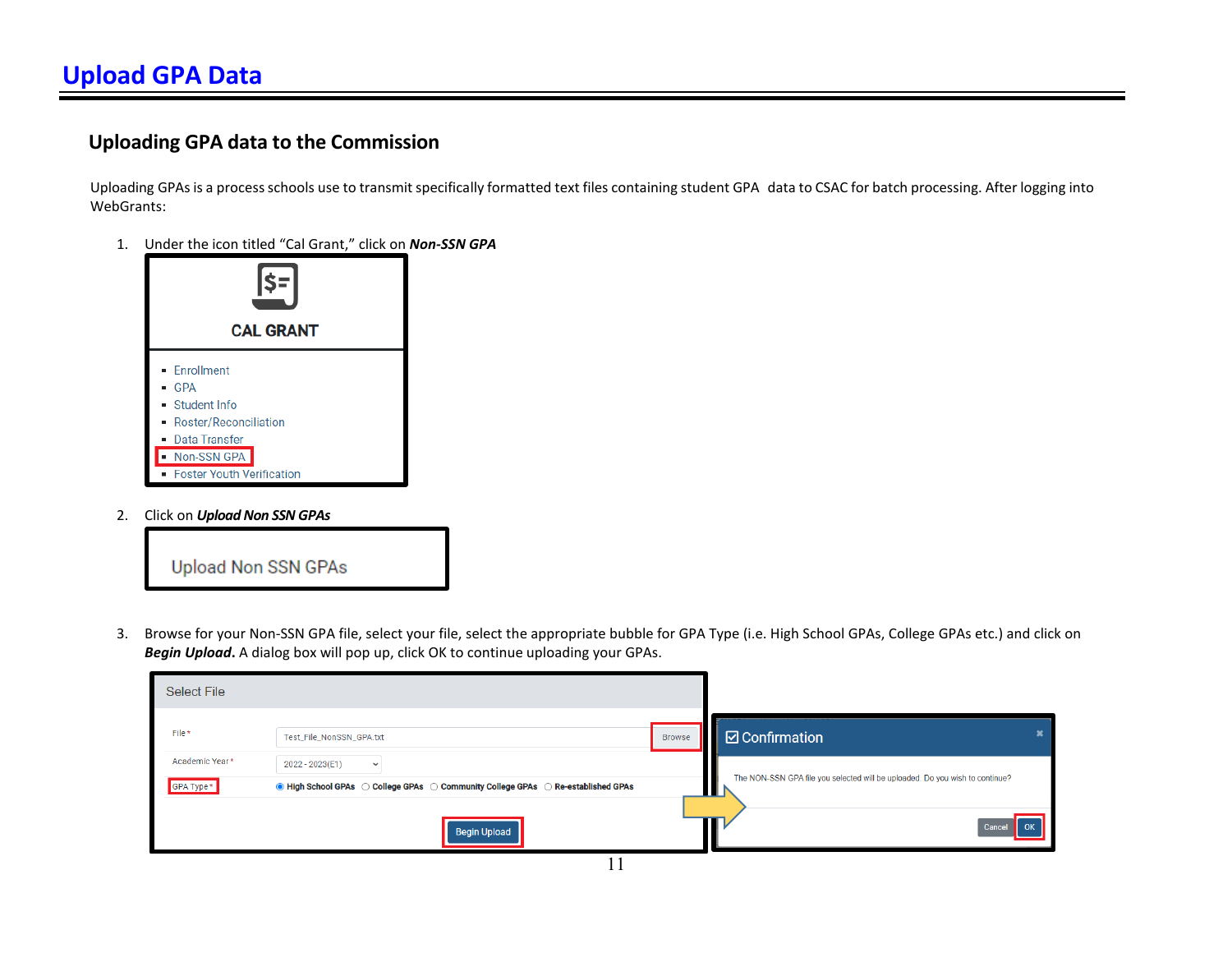# Upload GPA Data

## Uploading GPA data to the Commission

Uploading GPAs is a process schools use to transmit specifically formatted text files containing student GPA data to CSAC for batch processing. After logging into WebGrants:

1. Under the icon titled "Cal Grant," click on ***Non-SSN GPA***

   CAL GRANT

   - Enrollment
   - GPA
   - Student Info
   - Roster/Reconciliation
   - Data Transfer
   - Non-SSN GPA
   - Foster Youth Verification

2. Click on ***Upload Non SSN GPAs***

   Upload Non SSN GPAs

3. Browse for your Non-SSN GPA file, select your file, select the appropriate bubble for GPA Type (i.e. High School GPAs, College GPAs etc.) and click on ***Begin Upload***. A dialog box will pop up, click OK to continue uploading your GPAs.

   Select File

   File * Test_File_NonSSN_GPA.txt Browse

   Academic Year * 2022 - 2023(E1)

   GPA Type * High School GPAs College GPAs Community College GPAs Re-established GPAs

   Begin Upload

   Confirmation

   The NON-SSN GPA file you selected will be uploaded. Do you wish to continue?

   Cancel OK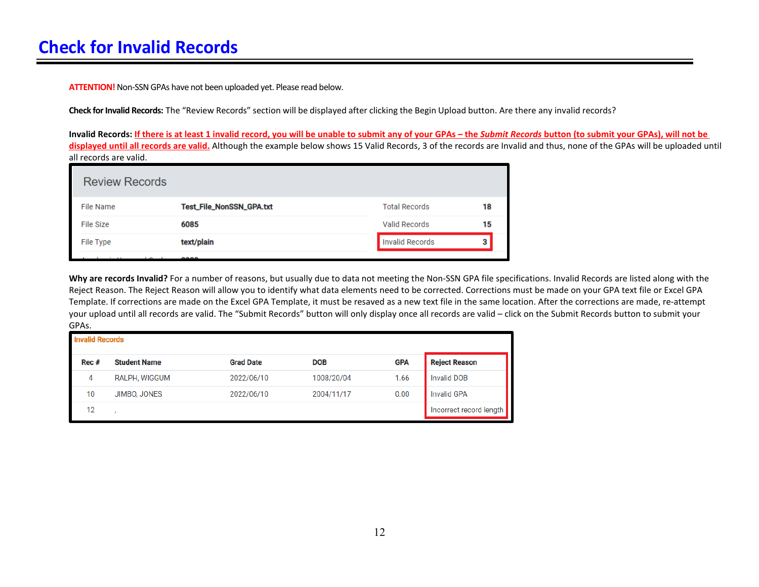# Check for Invalid Records

**ATTENTION!** Non-SSN GPAs have not been uploaded yet. Please read below.

**Check for Invalid Records:** The "Review Records" section will be displayed after clicking the Begin Upload button. Are there any invalid records?

**Invalid Records:** <u>**If there is at least 1 invalid record, you will be unable to submit any of your GPAs – the *Submit Records* button (to submit your GPAs), will not be displayed until all records are valid.**</u> Although the example below shows 15 Valid Records, 3 of the records are Invalid and thus, none of the GPAs will be uploaded until all records are valid.

**Review Records**

| | | | |
|---|---|---|---|
| File Name | **Test_File_NonSSN_GPA.txt** | Total Records | **18** |
| File Size | **6085** | Valid Records | **15** |
| File Type | **text/plain** | Invalid Records | **3** |

**Why are records Invalid?** For a number of reasons, but usually due to data not meeting the Non-SSN GPA file specifications. Invalid Records are listed along with the Reject Reason. The Reject Reason will allow you to identify what data elements need to be corrected. Corrections must be made on your GPA text file or Excel GPA Template. If corrections are made on the Excel GPA Template, it must be resaved as a new text file in the same location. After the corrections are made, re-attempt your upload until all records are valid. The "Submit Records" button will only display once all records are valid – click on the Submit Records button to submit your GPAs.

**Invalid Records**

| Rec # | Student Name | Grad Date | DOB | GPA | Reject Reason |
|---|---|---|---|---|---|
| 4 | RALPH, WIGGUM | 2022/06/10 | 1008/20/04 | 1.66 | Invalid DOB |
| 10 | JIMBO, JONES | 2022/06/10 | 2004/11/17 | 0.00 | Invalid GPA |
| 12 | , | | | | Incorrect record length |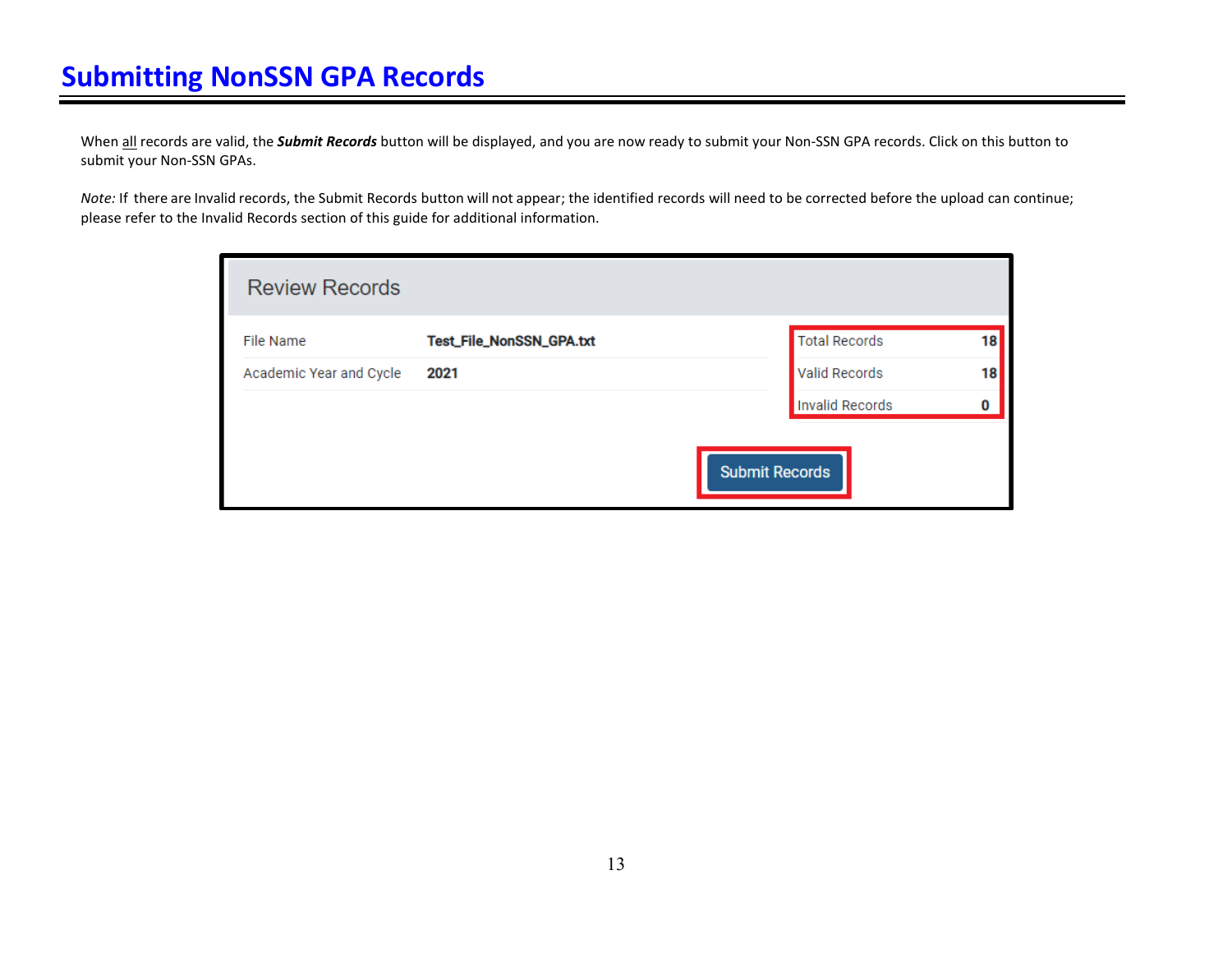# Submitting NonSSN GPA Records

When all records are valid, the ***Submit Records*** button will be displayed, and you are now ready to submit your Non-SSN GPA records. Click on this button to submit your Non-SSN GPAs.

*Note:* If there are Invalid records, the Submit Records button will not appear; the identified records will need to be corrected before the upload can continue; please refer to the Invalid Records section of this guide for additional information.

## Review Records

| | | | |
|---|---|---|---|
| File Name | **Test_File_NonSSN_GPA.txt** | Total Records | **18** |
| Academic Year and Cycle | **2021** | Valid Records | **18** |
| | | Invalid Records | **0** |

Submit Records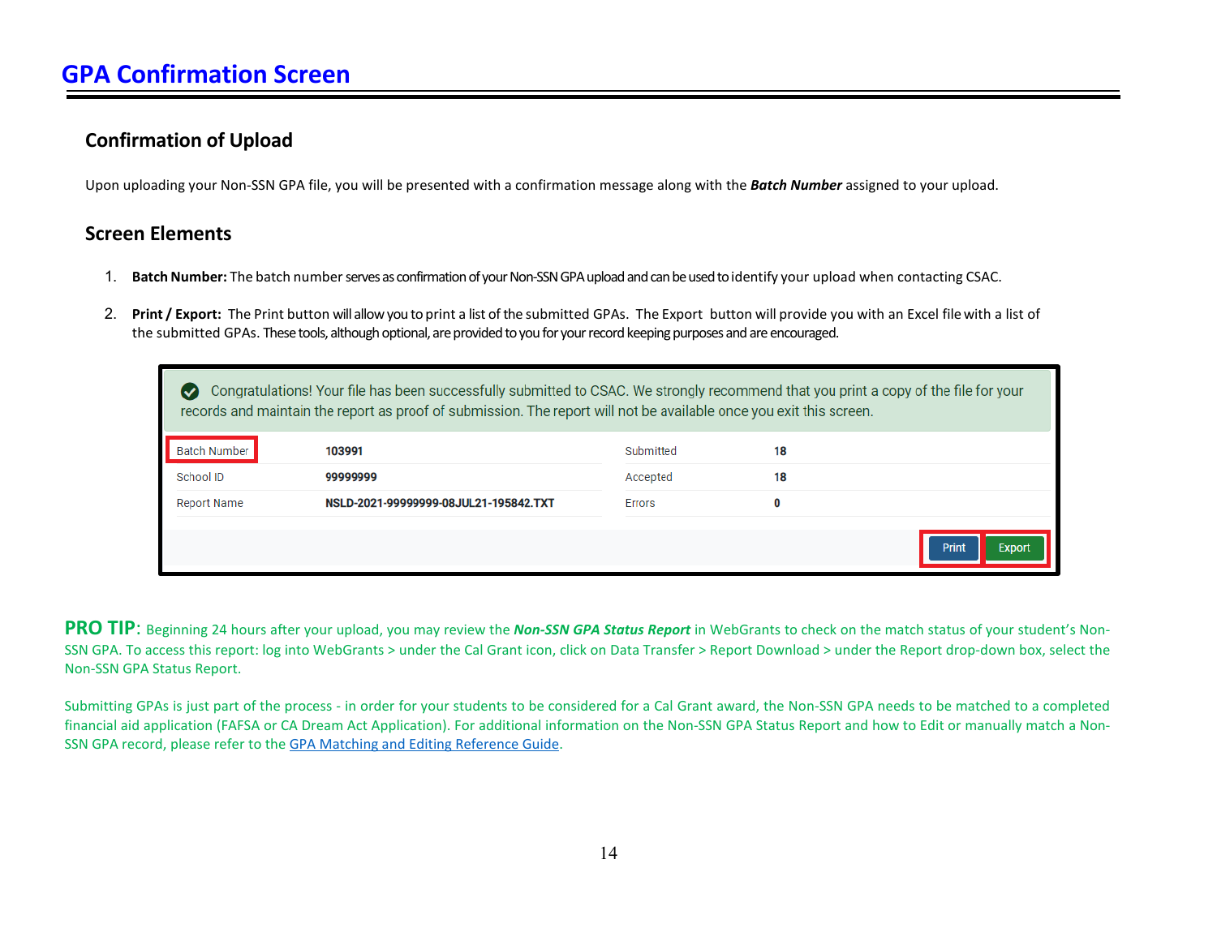# GPA Confirmation Screen

## Confirmation of Upload

Upon uploading your Non-SSN GPA file, you will be presented with a confirmation message along with the ***Batch Number*** assigned to your upload.

## Screen Elements

1. **Batch Number:** The batch number serves as confirmation of your Non-SSN GPA upload and can be used to identify your upload when contacting CSAC.

2. **Print / Export:** The Print button will allow you to print a list of the submitted GPAs. The Export button will provide you with an Excel file with a list of the submitted GPAs. These tools, although optional, are provided to you for your record keeping purposes and are encouraged.

Congratulations! Your file has been successfully submitted to CSAC. We strongly recommend that you print a copy of the file for your records and maintain the report as proof of submission. The report will not be available once you exit this screen.

| | | | |
|---|---|---|---|
| Batch Number | 103991 | Submitted | 18 |
| School ID | 99999999 | Accepted | 18 |
| Report Name | NSLD-2021-99999999-08JUL21-195842.TXT | Errors | 0 |

Print Export

**PRO TIP**: Beginning 24 hours after your upload, you may review the ***Non-SSN GPA Status Report*** in WebGrants to check on the match status of your student's Non-SSN GPA. To access this report: log into WebGrants > under the Cal Grant icon, click on Data Transfer > Report Download > under the Report drop-down box, select the Non-SSN GPA Status Report.

Submitting GPAs is just part of the process - in order for your students to be considered for a Cal Grant award, the Non-SSN GPA needs to be matched to a completed financial aid application (FAFSA or CA Dream Act Application). For additional information on the Non-SSN GPA Status Report and how to Edit or manually match a Non-SSN GPA record, please refer to the GPA Matching and Editing Reference Guide.